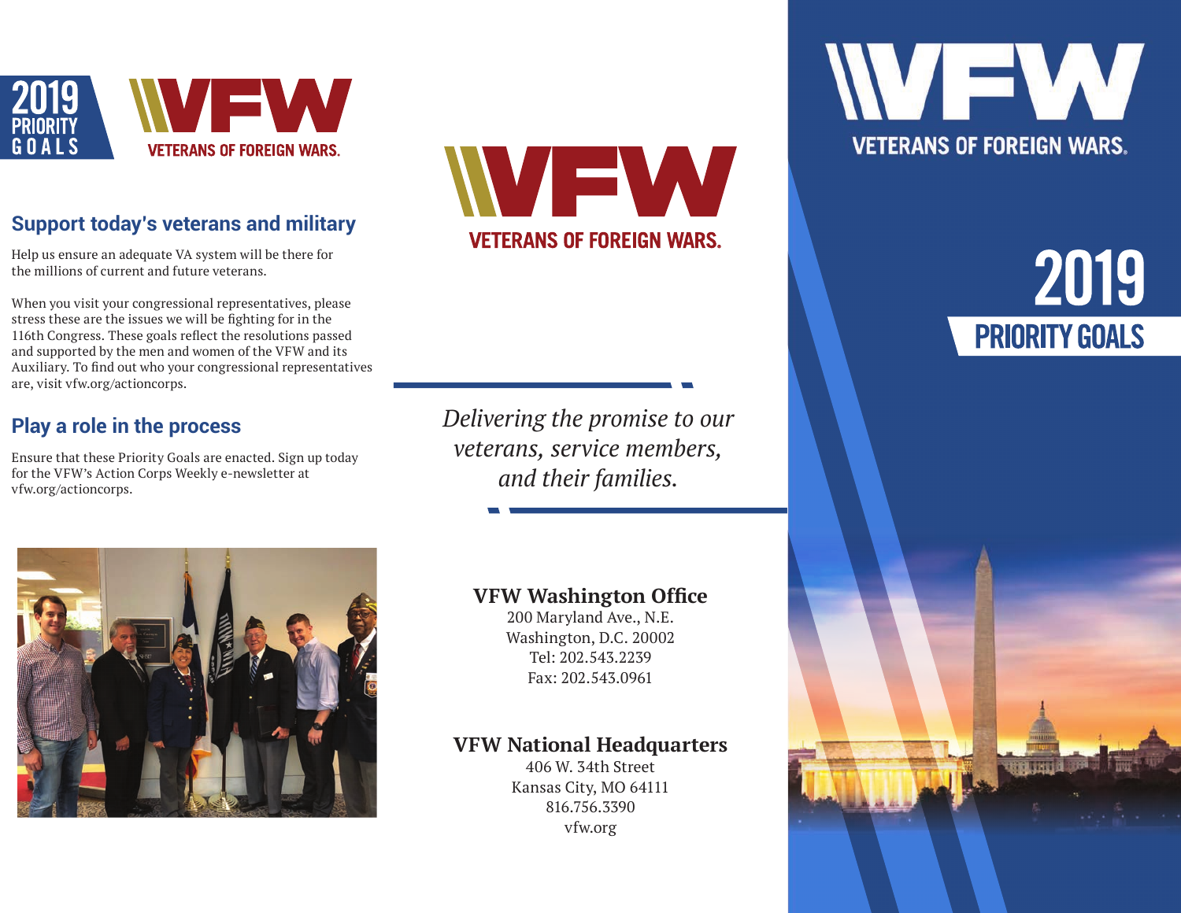# 2019 PRIORITY GOALS

VFW VETERANS OF FOREIGN WARS.

## Support today's veterans and military

Help us ensure an adequate VA system will be there for the millions of current and future veterans.

When you visit your congressional representatives, please stress these are the issues we will be fighting for in the 116th Congress. These goals reflect the resolutions passed and supported by the men and women of the VFW and its Auxiliary. To find out who your congressional representatives are, visit vfw.org/actioncorps.

## Play a role in the process

Ensure that these Priority Goals are enacted. Sign up today for the VFW's Action Corps Weekly e-newsletter at vfw.org/actioncorps.

VFW VETERANS OF FOREIGN WARS.

*Delivering the promise to our veterans, service members, and their families.*

**VFW Washington Office**
200 Maryland Ave., N.E.
Washington, D.C. 20002
Tel: 202.543.2239
Fax: 202.543.0961

**VFW National Headquarters**
406 W. 34th Street
Kansas City, MO 64111
816.756.3390
vfw.org

VFW VETERANS OF FOREIGN WARS.

# 2019 PRIORITY GOALS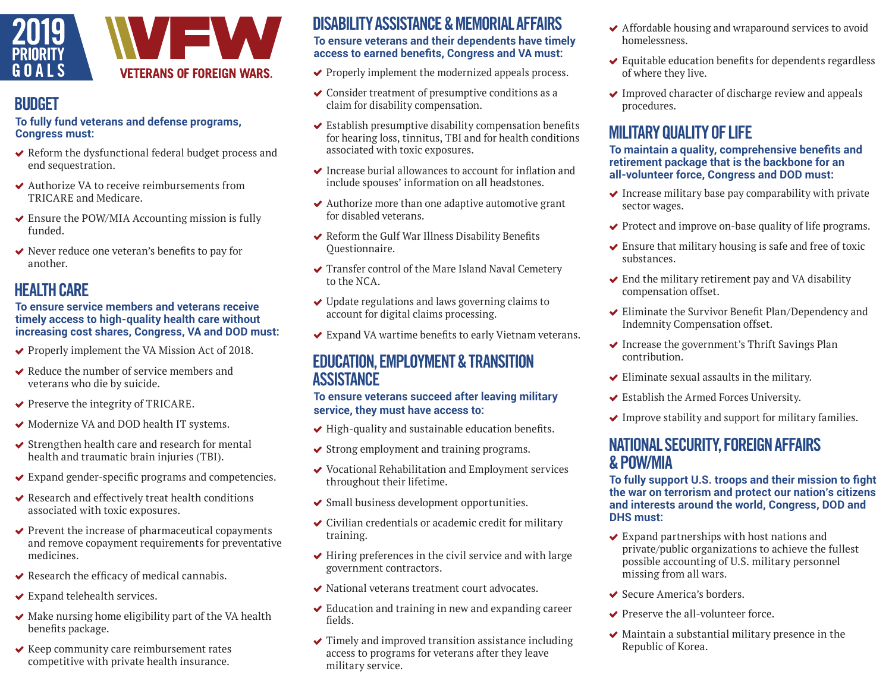# 2019 PRIORITY GOALS

**VFW**

**VETERANS OF FOREIGN WARS.**

## BUDGET

**To fully fund veterans and defense programs, Congress must:**

- Reform the dysfunctional federal budget process and end sequestration.
- Authorize VA to receive reimbursements from TRICARE and Medicare.
- Ensure the POW/MIA Accounting mission is fully funded.
- Never reduce one veteran's benefits to pay for another.

## HEALTH CARE

**To ensure service members and veterans receive timely access to high-quality health care without increasing cost shares, Congress, VA and DOD must:**

- Properly implement the VA Mission Act of 2018.
- Reduce the number of service members and veterans who die by suicide.
- Preserve the integrity of TRICARE.
- Modernize VA and DOD health IT systems.
- Strengthen health care and research for mental health and traumatic brain injuries (TBI).
- Expand gender-specific programs and competencies.
- Research and effectively treat health conditions associated with toxic exposures.
- Prevent the increase of pharmaceutical copayments and remove copayment requirements for preventative medicines.
- Research the efficacy of medical cannabis.
- Expand telehealth services.
- Make nursing home eligibility part of the VA health benefits package.
- Keep community care reimbursement rates competitive with private health insurance.

## DISABILITY ASSISTANCE & MEMORIAL AFFAIRS

**To ensure veterans and their dependents have timely access to earned benefits, Congress and VA must:**

- Properly implement the modernized appeals process.
- Consider treatment of presumptive conditions as a claim for disability compensation.
- Establish presumptive disability compensation benefits for hearing loss, tinnitus, TBI and for health conditions associated with toxic exposures.
- Increase burial allowances to account for inflation and include spouses' information on all headstones.
- Authorize more than one adaptive automotive grant for disabled veterans.
- Reform the Gulf War Illness Disability Benefits Questionnaire.
- Transfer control of the Mare Island Naval Cemetery to the NCA.
- Update regulations and laws governing claims to account for digital claims processing.
- Expand VA wartime benefits to early Vietnam veterans.

## EDUCATION, EMPLOYMENT & TRANSITION ASSISTANCE

**To ensure veterans succeed after leaving military service, they must have access to:**

- High-quality and sustainable education benefits.
- Strong employment and training programs.
- Vocational Rehabilitation and Employment services throughout their lifetime.
- Small business development opportunities.
- Civilian credentials or academic credit for military training.
- Hiring preferences in the civil service and with large government contractors.
- National veterans treatment court advocates.
- Education and training in new and expanding career fields.
- Timely and improved transition assistance including access to programs for veterans after they leave military service.
- Affordable housing and wraparound services to avoid homelessness.
- Equitable education benefits for dependents regardless of where they live.
- Improved character of discharge review and appeals procedures.

## MILITARY QUALITY OF LIFE

**To maintain a quality, comprehensive benefits and retirement package that is the backbone for an all-volunteer force, Congress and DOD must:**

- Increase military base pay comparability with private sector wages.
- Protect and improve on-base quality of life programs.
- Ensure that military housing is safe and free of toxic substances.
- End the military retirement pay and VA disability compensation offset.
- Eliminate the Survivor Benefit Plan/Dependency and Indemnity Compensation offset.
- Increase the government's Thrift Savings Plan contribution.
- Eliminate sexual assaults in the military.
- Establish the Armed Forces University.
- Improve stability and support for military families.

## NATIONAL SECURITY, FOREIGN AFFAIRS & POW/MIA

**To fully support U.S. troops and their mission to fight the war on terrorism and protect our nation's citizens and interests around the world, Congress, DOD and DHS must:**

- Expand partnerships with host nations and private/public organizations to achieve the fullest possible accounting of U.S. military personnel missing from all wars.
- Secure America's borders.
- Preserve the all-volunteer force.
- Maintain a substantial military presence in the Republic of Korea.